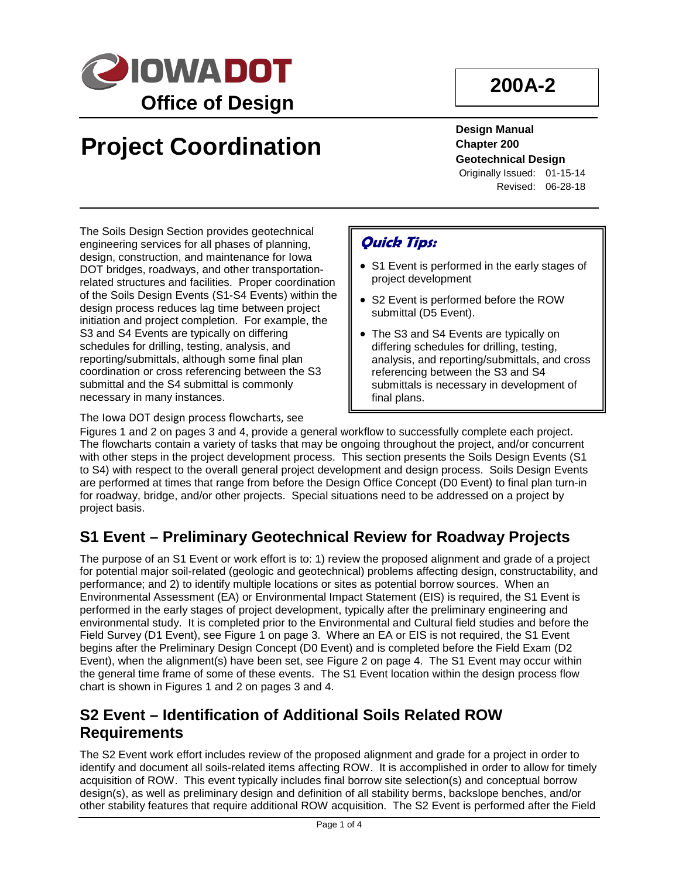# Iowa DOT Office of Design

**200A-2**

# Project Coordination

**Design Manual**
**Chapter 200**
**Geotechnical Design**
Originally Issued: 01-15-14
Revised: 06-28-18

The Soils Design Section provides geotechnical engineering services for all phases of planning, design, construction, and maintenance for Iowa DOT bridges, roadways, and other transportation-related structures and facilities. Proper coordination of the Soils Design Events (S1-S4 Events) within the design process reduces lag time between project initiation and project completion. For example, the S3 and S4 Events are typically on differing schedules for drilling, testing, analysis, and reporting/submittals, although some final plan coordination or cross referencing between the S3 submittal and the S4 submittal is commonly necessary in many instances.

> ***Quick Tips:***
>
> - S1 Event is performed in the early stages of project development
> - S2 Event is performed before the ROW submittal (D5 Event).
> - The S3 and S4 Events are typically on differing schedules for drilling, testing, analysis, and reporting/submittals, and cross referencing between the S3 and S4 submittals is necessary in development of final plans.

The Iowa DOT design process flowcharts, see Figures 1 and 2 on pages 3 and 4, provide a general workflow to successfully complete each project. The flowcharts contain a variety of tasks that may be ongoing throughout the project, and/or concurrent with other steps in the project development process. This section presents the Soils Design Events (S1 to S4) with respect to the overall general project development and design process. Soils Design Events are performed at times that range from before the Design Office Concept (D0 Event) to final plan turn-in for roadway, bridge, and/or other projects. Special situations need to be addressed on a project by project basis.

## S1 Event – Preliminary Geotechnical Review for Roadway Projects

The purpose of an S1 Event or work effort is to: 1) review the proposed alignment and grade of a project for potential major soil-related (geologic and geotechnical) problems affecting design, constructability, and performance; and 2) to identify multiple locations or sites as potential borrow sources. When an Environmental Assessment (EA) or Environmental Impact Statement (EIS) is required, the S1 Event is performed in the early stages of project development, typically after the preliminary engineering and environmental study. It is completed prior to the Environmental and Cultural field studies and before the Field Survey (D1 Event), see Figure 1 on page 3. Where an EA or EIS is not required, the S1 Event begins after the Preliminary Design Concept (D0 Event) and is completed before the Field Exam (D2 Event), when the alignment(s) have been set, see Figure 2 on page 4. The S1 Event may occur within the general time frame of some of these events. The S1 Event location within the design process flow chart is shown in Figures 1 and 2 on pages 3 and 4.

## S2 Event – Identification of Additional Soils Related ROW Requirements

The S2 Event work effort includes review of the proposed alignment and grade for a project in order to identify and document all soils-related items affecting ROW. It is accomplished in order to allow for timely acquisition of ROW. This event typically includes final borrow site selection(s) and conceptual borrow design(s), as well as preliminary design and definition of all stability berms, backslope benches, and/or other stability features that require additional ROW acquisition. The S2 Event is performed after the Field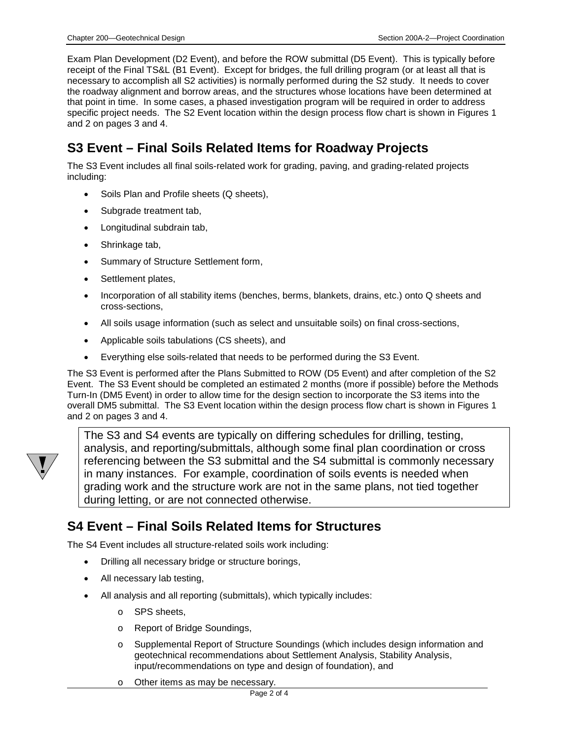Exam Plan Development (D2 Event), and before the ROW submittal (D5 Event). This is typically before receipt of the Final TS&L (B1 Event). Except for bridges, the full drilling program (or at least all that is necessary to accomplish all S2 activities) is normally performed during the S2 study. It needs to cover the roadway alignment and borrow areas, and the structures whose locations have been determined at that point in time. In some cases, a phased investigation program will be required in order to address specific project needs. The S2 Event location within the design process flow chart is shown in Figures 1 and 2 on pages 3 and 4.

## S3 Event – Final Soils Related Items for Roadway Projects

The S3 Event includes all final soils-related work for grading, paving, and grading-related projects including:

- Soils Plan and Profile sheets (Q sheets),
- Subgrade treatment tab,
- Longitudinal subdrain tab,
- Shrinkage tab,
- Summary of Structure Settlement form,
- Settlement plates,
- Incorporation of all stability items (benches, berms, blankets, drains, etc.) onto Q sheets and cross-sections,
- All soils usage information (such as select and unsuitable soils) on final cross-sections,
- Applicable soils tabulations (CS sheets), and
- Everything else soils-related that needs to be performed during the S3 Event.

The S3 Event is performed after the Plans Submitted to ROW (D5 Event) and after completion of the S2 Event. The S3 Event should be completed an estimated 2 months (more if possible) before the Methods Turn-In (DM5 Event) in order to allow time for the design section to incorporate the S3 items into the overall DM5 submittal. The S3 Event location within the design process flow chart is shown in Figures 1 and 2 on pages 3 and 4.

> The S3 and S4 events are typically on differing schedules for drilling, testing, analysis, and reporting/submittals, although some final plan coordination or cross referencing between the S3 submittal and the S4 submittal is commonly necessary in many instances. For example, coordination of soils events is needed when grading work and the structure work are not in the same plans, not tied together during letting, or are not connected otherwise.

## S4 Event – Final Soils Related Items for Structures

The S4 Event includes all structure-related soils work including:

- Drilling all necessary bridge or structure borings,
- All necessary lab testing,
- All analysis and all reporting (submittals), which typically includes:
    - SPS sheets,
    - Report of Bridge Soundings,
    - Supplemental Report of Structure Soundings (which includes design information and geotechnical recommendations about Settlement Analysis, Stability Analysis, input/recommendations on type and design of foundation), and
    - Other items as may be necessary.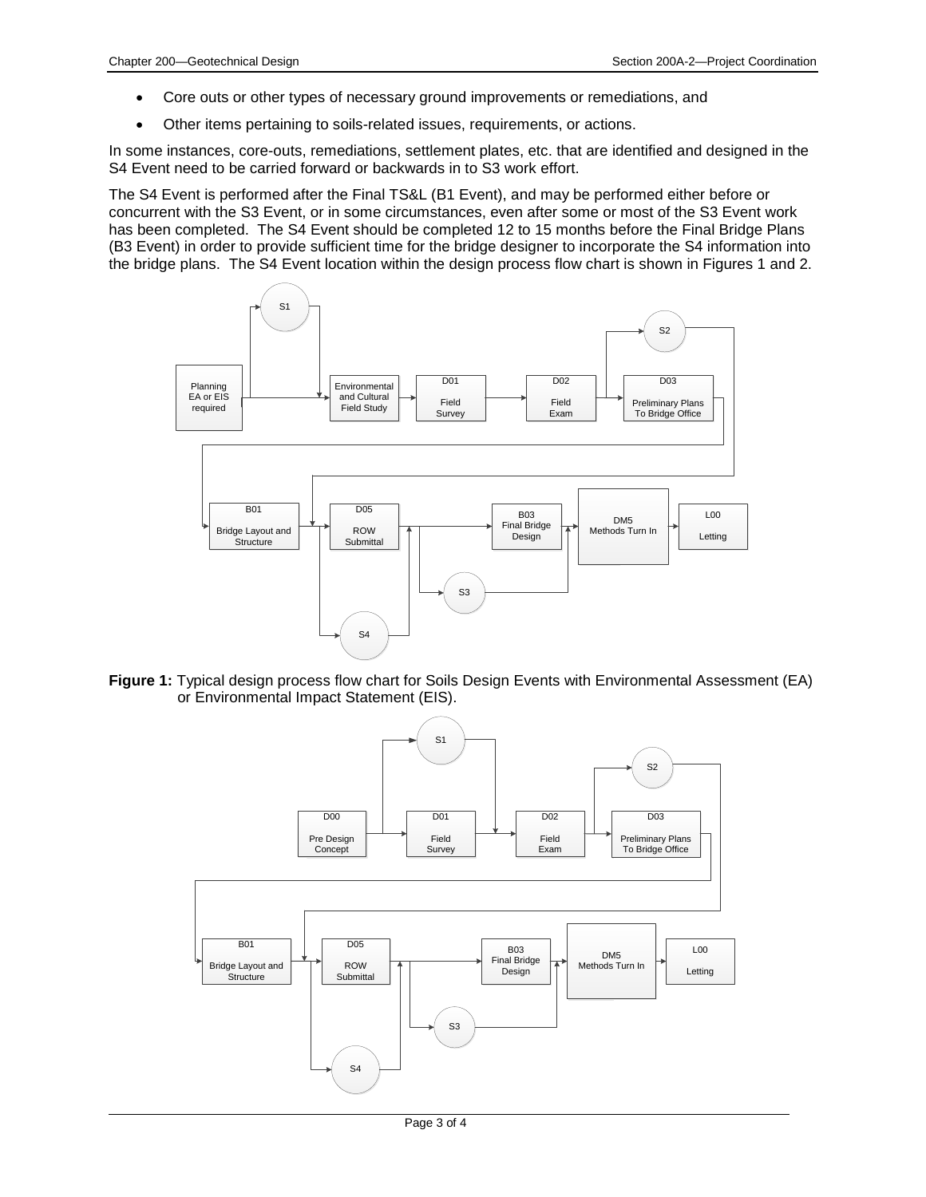- Core outs or other types of necessary ground improvements or remediations, and
- Other items pertaining to soils-related issues, requirements, or actions.

In some instances, core-outs, remediations, settlement plates, etc. that are identified and designed in the S4 Event need to be carried forward or backwards in to S3 work effort.

The S4 Event is performed after the Final TS&L (B1 Event), and may be performed either before or concurrent with the S3 Event, or in some circumstances, even after some or most of the S3 Event work has been completed. The S4 Event should be completed 12 to 15 months before the Final Bridge Plans (B3 Event) in order to provide sufficient time for the bridge designer to incorporate the S4 information into the bridge plans. The S4 Event location within the design process flow chart is shown in Figures 1 and 2.

**Figure 1:** Typical design process flow chart for Soils Design Events with Environmental Assessment (EA) or Environmental Impact Statement (EIS).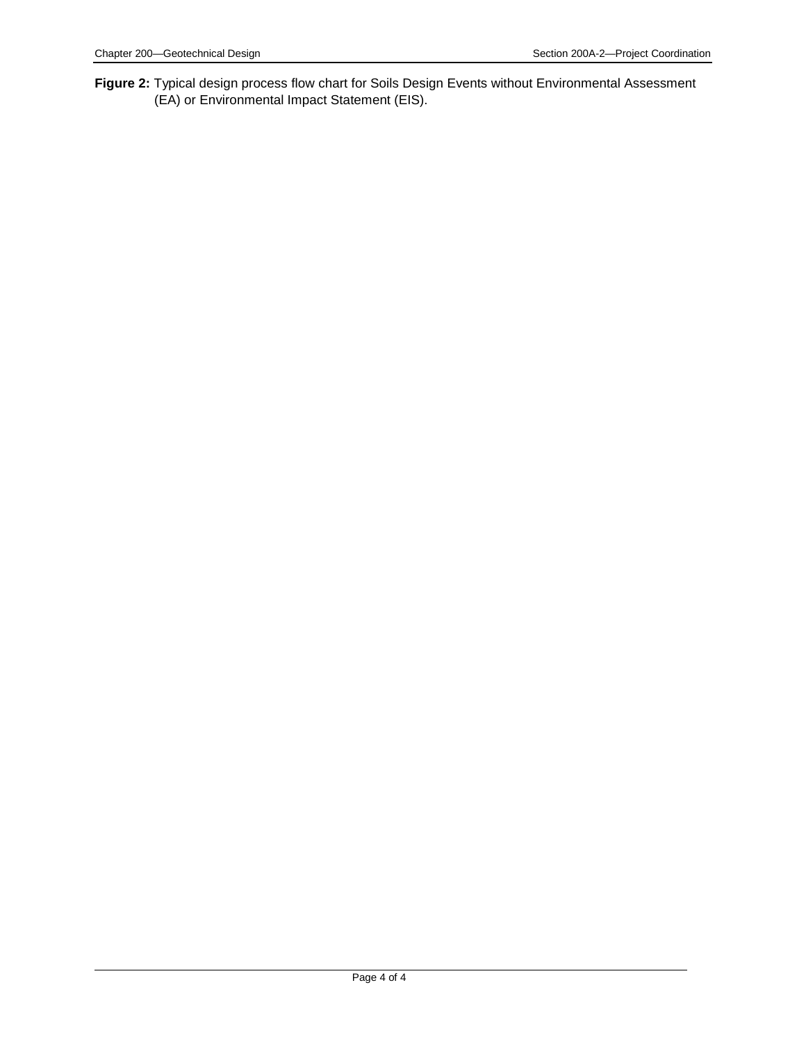**Figure 2:** Typical design process flow chart for Soils Design Events without Environmental Assessment (EA) or Environmental Impact Statement (EIS).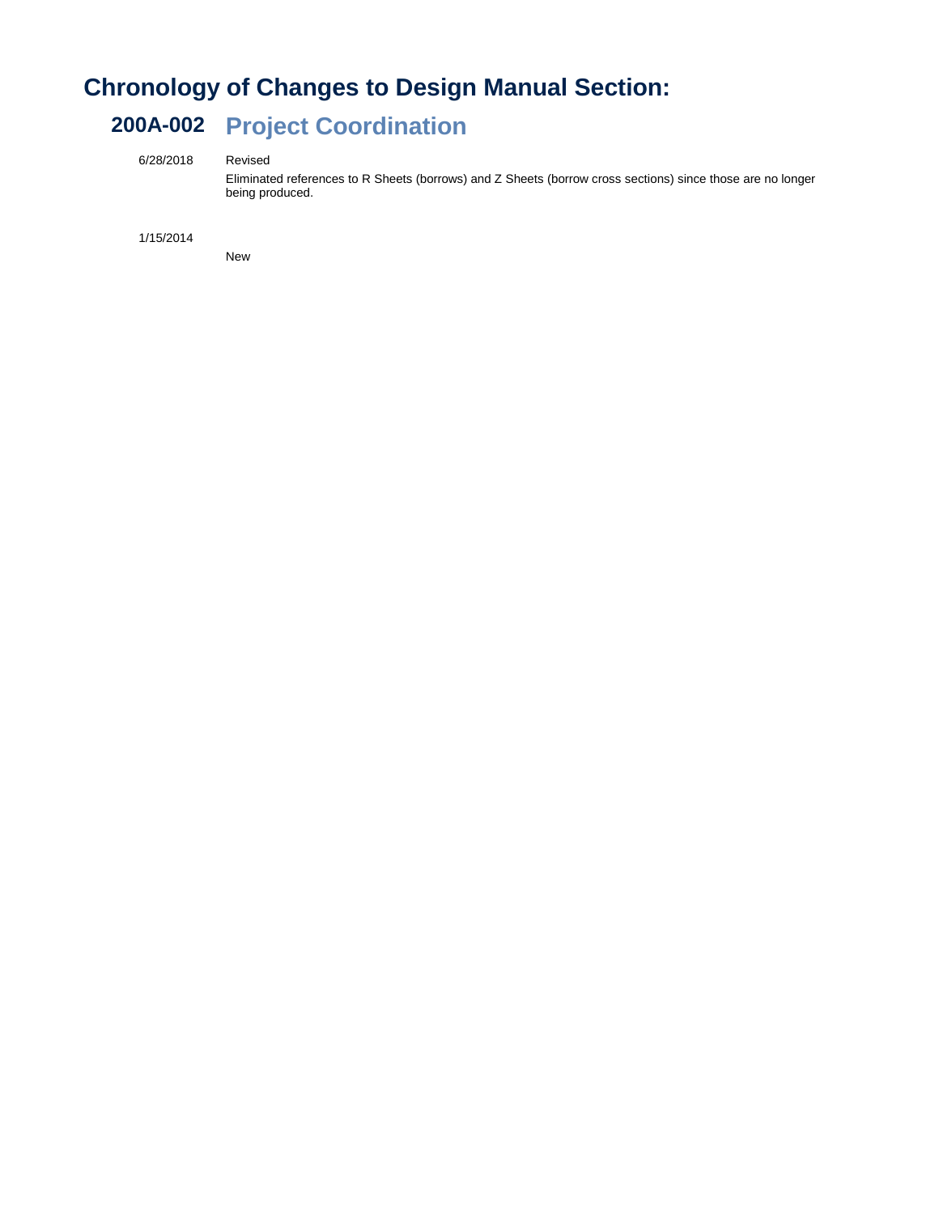# Chronology of Changes to Design Manual Section:

## 200A-002 Project Coordination

| | |
|---|---|
| 6/28/2018 | Revised<br>Eliminated references to R Sheets (borrows) and Z Sheets (borrow cross sections) since those are no longer being produced. |
| 1/15/2014 | New |